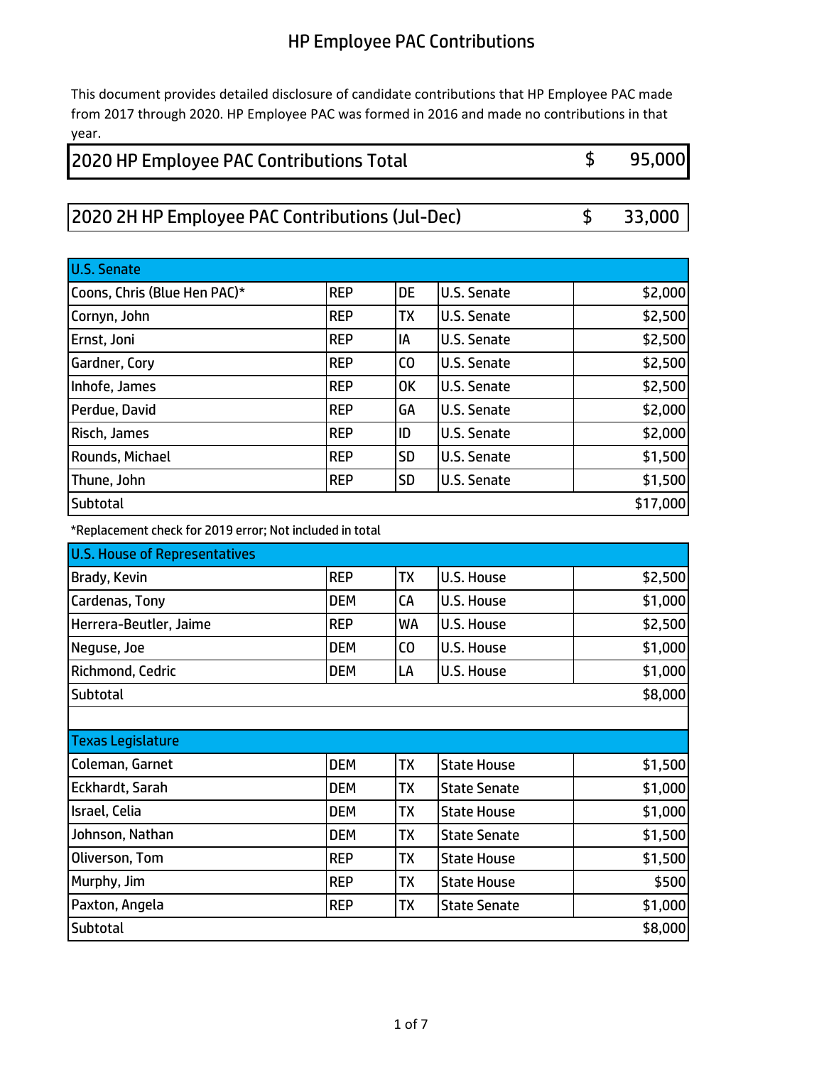# HP Employee PAC Contributions

This document provides detailed disclosure of candidate contributions that HP Employee PAC made from 2017 through 2020. HP Employee PAC was formed in 2016 and made no contributions in that year.

| 2020 HP Employee PAC Contributions Total | $ 95,000 |
|---|---|

| 2020 2H HP Employee PAC Contributions (Jul-Dec) | $ 33,000 |
|---|---|

| U.S. Senate | | | | |
|---|---|---|---|---|
| Coons, Chris (Blue Hen PAC)* | REP | DE | U.S. Senate | $2,000 |
| Cornyn, John | REP | TX | U.S. Senate | $2,500 |
| Ernst, Joni | REP | IA | U.S. Senate | $2,500 |
| Gardner, Cory | REP | CO | U.S. Senate | $2,500 |
| Inhofe, James | REP | OK | U.S. Senate | $2,500 |
| Perdue, David | REP | GA | U.S. Senate | $2,000 |
| Risch, James | REP | ID | U.S. Senate | $2,000 |
| Rounds, Michael | REP | SD | U.S. Senate | $1,500 |
| Thune, John | REP | SD | U.S. Senate | $1,500 |
| Subtotal | | | | $17,000 |

*Replacement check for 2019 error; Not included in total

| U.S. House of Representatives | | | | |
|---|---|---|---|---|
| Brady, Kevin | REP | TX | U.S. House | $2,500 |
| Cardenas, Tony | DEM | CA | U.S. House | $1,000 |
| Herrera-Beutler, Jaime | REP | WA | U.S. House | $2,500 |
| Neguse, Joe | DEM | CO | U.S. House | $1,000 |
| Richmond, Cedric | DEM | LA | U.S. House | $1,000 |
| Subtotal | | | | $8,000 |

| Texas Legislature | | | | |
|---|---|---|---|---|
| Coleman, Garnet | DEM | TX | State House | $1,500 |
| Eckhardt, Sarah | DEM | TX | State Senate | $1,000 |
| Israel, Celia | DEM | TX | State House | $1,000 |
| Johnson, Nathan | DEM | TX | State Senate | $1,500 |
| Oliverson, Tom | REP | TX | State House | $1,500 |
| Murphy, Jim | REP | TX | State House | $500 |
| Paxton, Angela | REP | TX | State Senate | $1,000 |
| Subtotal | | | | $8,000 |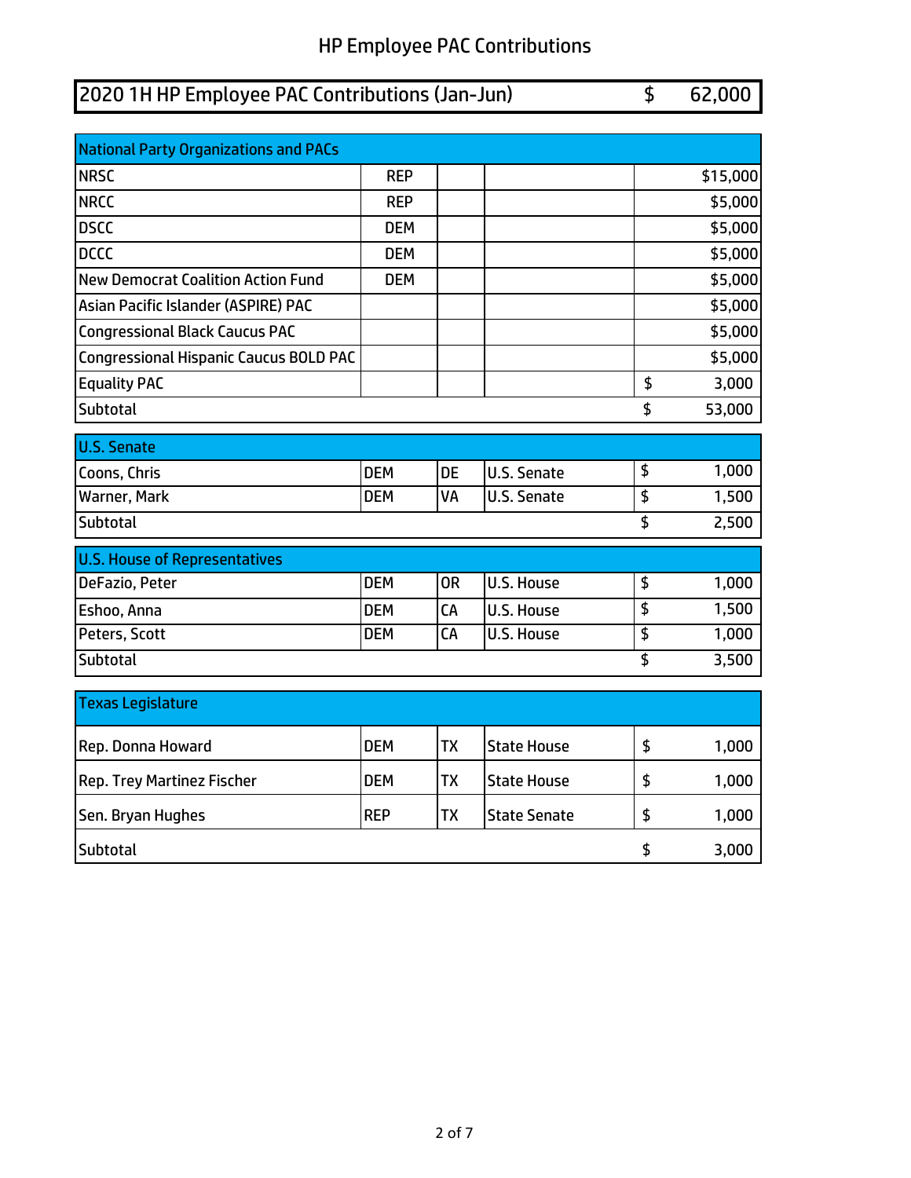# HP Employee PAC Contributions

| 2020 1H HP Employee PAC Contributions (Jan-Jun) | $ 62,000 |
|---|---|

| National Party Organizations and PACs | | | | |
|---|---|---|---|---|
| NRSC | REP | | | $15,000 |
| NRCC | REP | | | $5,000 |
| DSCC | DEM | | | $5,000 |
| DCCC | DEM | | | $5,000 |
| New Democrat Coalition Action Fund | DEM | | | $5,000 |
| Asian Pacific Islander (ASPIRE) PAC | | | | $5,000 |
| Congressional Black Caucus PAC | | | | $5,000 |
| Congressional Hispanic Caucus BOLD PAC | | | | $5,000 |
| Equality PAC | | | | $ 3,000 |
| Subtotal | | | | $ 53,000 |

| U.S. Senate | | | | |
|---|---|---|---|---|
| Coons, Chris | DEM | DE | U.S. Senate | $ 1,000 |
| Warner, Mark | DEM | VA | U.S. Senate | $ 1,500 |
| Subtotal | | | | $ 2,500 |

| U.S. House of Representatives | | | | |
|---|---|---|---|---|
| DeFazio, Peter | DEM | OR | U.S. House | $ 1,000 |
| Eshoo, Anna | DEM | CA | U.S. House | $ 1,500 |
| Peters, Scott | DEM | CA | U.S. House | $ 1,000 |
| Subtotal | | | | $ 3,500 |

| Texas Legislature | | | | |
|---|---|---|---|---|
| Rep. Donna Howard | DEM | TX | State House | $ 1,000 |
| Rep. Trey Martinez Fischer | DEM | TX | State House | $ 1,000 |
| Sen. Bryan Hughes | REP | TX | State Senate | $ 1,000 |
| Subtotal | | | | $ 3,000 |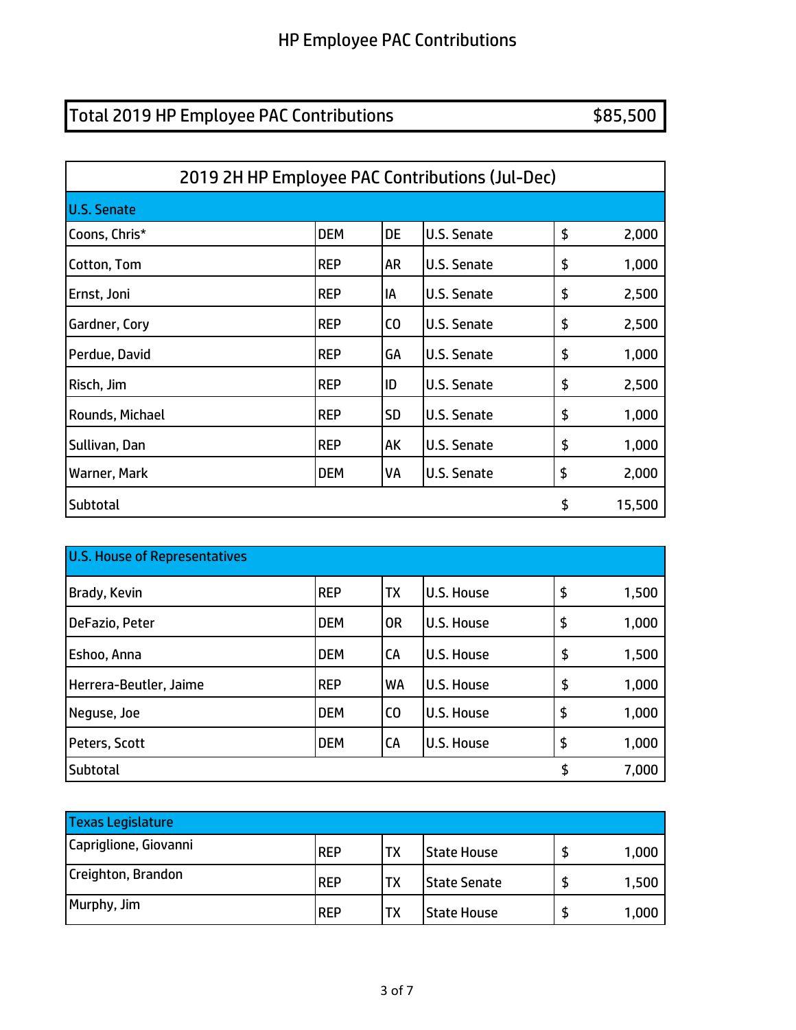# HP Employee PAC Contributions

| Total 2019 HP Employee PAC Contributions | $85,500 |
|---|---|

## 2019 2H HP Employee PAC Contributions (Jul-Dec)

| U.S. Senate | | | | | |
|---|---|---|---|---|---|
| Coons, Chris* | DEM | DE | U.S. Senate | $ | 2,000 |
| Cotton, Tom | REP | AR | U.S. Senate | $ | 1,000 |
| Ernst, Joni | REP | IA | U.S. Senate | $ | 2,500 |
| Gardner, Cory | REP | CO | U.S. Senate | $ | 2,500 |
| Perdue, David | REP | GA | U.S. Senate | $ | 1,000 |
| Risch, Jim | REP | ID | U.S. Senate | $ | 2,500 |
| Rounds, Michael | REP | SD | U.S. Senate | $ | 1,000 |
| Sullivan, Dan | REP | AK | U.S. Senate | $ | 1,000 |
| Warner, Mark | DEM | VA | U.S. Senate | $ | 2,000 |
| Subtotal | | | | $ | 15,500 |

| U.S. House of Representatives | | | | | |
|---|---|---|---|---|---|
| Brady, Kevin | REP | TX | U.S. House | $ | 1,500 |
| DeFazio, Peter | DEM | OR | U.S. House | $ | 1,000 |
| Eshoo, Anna | DEM | CA | U.S. House | $ | 1,500 |
| Herrera-Beutler, Jaime | REP | WA | U.S. House | $ | 1,000 |
| Neguse, Joe | DEM | CO | U.S. House | $ | 1,000 |
| Peters, Scott | DEM | CA | U.S. House | $ | 1,000 |
| Subtotal | | | | $ | 7,000 |

| Texas Legislature | | | | | |
|---|---|---|---|---|---|
| Capriglione, Giovanni | REP | TX | State House | $ | 1,000 |
| Creighton, Brandon | REP | TX | State Senate | $ | 1,500 |
| Murphy, Jim | REP | TX | State House | $ | 1,000 |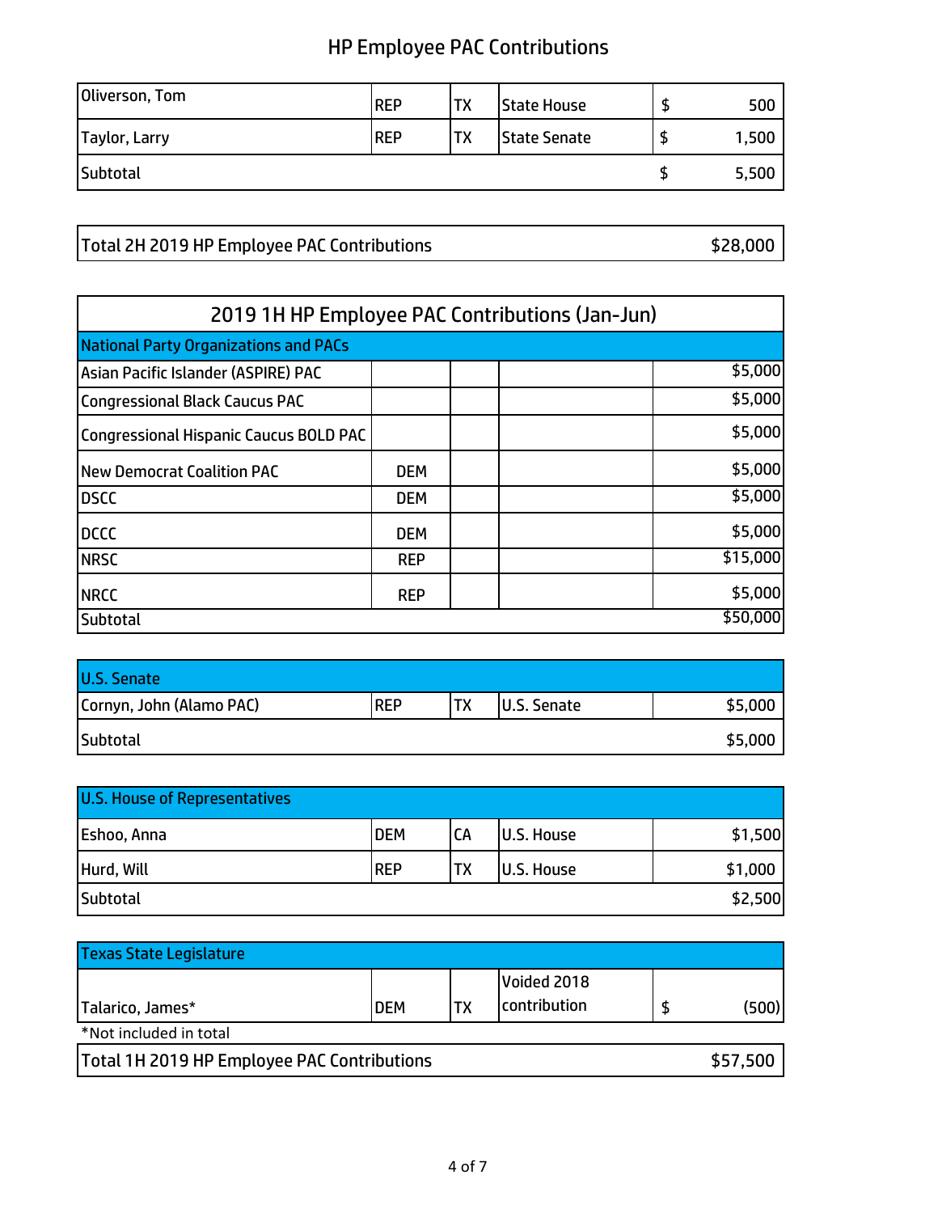# HP Employee PAC Contributions

| | | | | |
|---|---|---|---|---|
| Oliverson, Tom | REP | TX | State House | $ 500 |
| Taylor, Larry | REP | TX | State Senate | $ 1,500 |
| Subtotal | | | | $ 5,500 |

| | |
|---|---|
| Total 2H 2019 HP Employee PAC Contributions | $28,000 |

## 2019 1H HP Employee PAC Contributions (Jan-Jun)

| National Party Organizations and PACs | | | | |
|---|---|---|---|---|
| Asian Pacific Islander (ASPIRE) PAC | | | | $5,000 |
| Congressional Black Caucus PAC | | | | $5,000 |
| Congressional Hispanic Caucus BOLD PAC | | | | $5,000 |
| New Democrat Coalition PAC | DEM | | | $5,000 |
| DSCC | DEM | | | $5,000 |
| DCCC | DEM | | | $5,000 |
| NRSC | REP | | | $15,000 |
| NRCC | REP | | | $5,000 |
| Subtotal | | | | $50,000 |

| U.S. Senate | | | | |
|---|---|---|---|---|
| Cornyn, John (Alamo PAC) | REP | TX | U.S. Senate | $5,000 |
| Subtotal | | | | $5,000 |

| U.S. House of Representatives | | | | |
|---|---|---|---|---|
| Eshoo, Anna | DEM | CA | U.S. House | $1,500 |
| Hurd, Will | REP | TX | U.S. House | $1,000 |
| Subtotal | | | | $2,500 |

| Texas State Legislature | | | | |
|---|---|---|---|---|
| Talarico, James* | DEM | TX | Voided 2018 contribution | $ (500) |

*Not included in total

| | |
|---|---|
| Total 1H 2019 HP Employee PAC Contributions | $57,500 |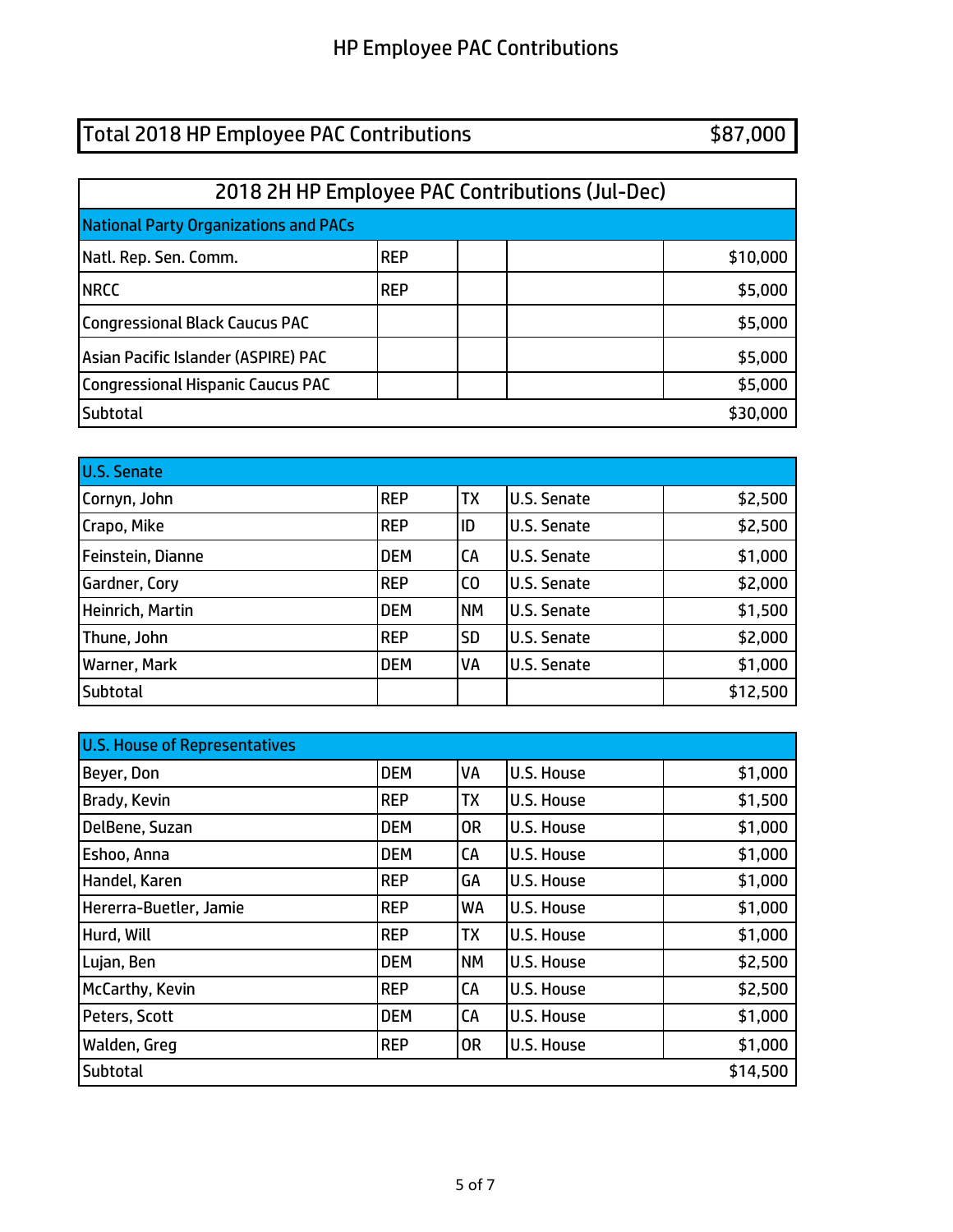# HP Employee PAC Contributions

| Total 2018 HP Employee PAC Contributions | $87,000 |
|---|---|

## 2018 2H HP Employee PAC Contributions (Jul-Dec)

| National Party Organizations and PACs | | | | |
|---|---|---|---|---|
| Natl. Rep. Sen. Comm. | REP | | | $10,000 |
| NRCC | REP | | | $5,000 |
| Congressional Black Caucus PAC | | | | $5,000 |
| Asian Pacific Islander (ASPIRE) PAC | | | | $5,000 |
| Congressional Hispanic Caucus PAC | | | | $5,000 |
| Subtotal | | | | $30,000 |

| U.S. Senate | | | | |
|---|---|---|---|---|
| Cornyn, John | REP | TX | U.S. Senate | $2,500 |
| Crapo, Mike | REP | ID | U.S. Senate | $2,500 |
| Feinstein, Dianne | DEM | CA | U.S. Senate | $1,000 |
| Gardner, Cory | REP | CO | U.S. Senate | $2,000 |
| Heinrich, Martin | DEM | NM | U.S. Senate | $1,500 |
| Thune, John | REP | SD | U.S. Senate | $2,000 |
| Warner, Mark | DEM | VA | U.S. Senate | $1,000 |
| Subtotal | | | | $12,500 |

| U.S. House of Representatives | | | | |
|---|---|---|---|---|
| Beyer, Don | DEM | VA | U.S. House | $1,000 |
| Brady, Kevin | REP | TX | U.S. House | $1,500 |
| DelBene, Suzan | DEM | OR | U.S. House | $1,000 |
| Eshoo, Anna | DEM | CA | U.S. House | $1,000 |
| Handel, Karen | REP | GA | U.S. House | $1,000 |
| Hererra-Buetler, Jamie | REP | WA | U.S. House | $1,000 |
| Hurd, Will | REP | TX | U.S. House | $1,000 |
| Lujan, Ben | DEM | NM | U.S. House | $2,500 |
| McCarthy, Kevin | REP | CA | U.S. House | $2,500 |
| Peters, Scott | DEM | CA | U.S. House | $1,000 |
| Walden, Greg | REP | OR | U.S. House | $1,000 |
| Subtotal | | | | $14,500 |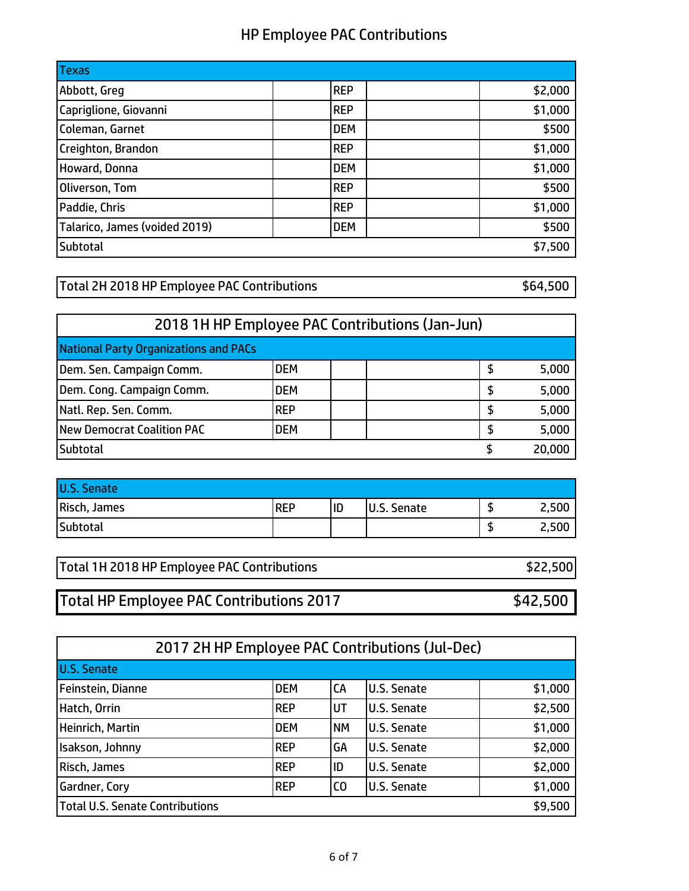# HP Employee PAC Contributions

| Texas | | | | |
|---|---|---|---|---|
| Abbott, Greg | | REP | | $2,000 |
| Capriglione, Giovanni | | REP | | $1,000 |
| Coleman, Garnet | | DEM | | $500 |
| Creighton, Brandon | | REP | | $1,000 |
| Howard, Donna | | DEM | | $1,000 |
| Oliverson, Tom | | REP | | $500 |
| Paddie, Chris | | REP | | $1,000 |
| Talarico, James (voided 2019) | | DEM | | $500 |
| Subtotal | | | | $7,500 |

| Total 2H 2018 HP Employee PAC Contributions | $64,500 |
|---|---|

## 2018 1H HP Employee PAC Contributions (Jan-Jun)

| National Party Organizations and PACs | | | | |
|---|---|---|---|---|
| Dem. Sen. Campaign Comm. | DEM | | | $ 5,000 |
| Dem. Cong. Campaign Comm. | DEM | | | $ 5,000 |
| Natl. Rep. Sen. Comm. | REP | | | $ 5,000 |
| New Democrat Coalition PAC | DEM | | | $ 5,000 |
| Subtotal | | | | $ 20,000 |

| U.S. Senate | | | | |
|---|---|---|---|---|
| Risch, James | REP | ID | U.S. Senate | $ 2,500 |
| Subtotal | | | | $ 2,500 |

| Total 1H 2018 HP Employee PAC Contributions | $22,500 |
|---|---|

| Total HP Employee PAC Contributions 2017 | $42,500 |
|---|---|

## 2017 2H HP Employee PAC Contributions (Jul-Dec)

| U.S. Senate | | | | |
|---|---|---|---|---|
| Feinstein, Dianne | DEM | CA | U.S. Senate | $1,000 |
| Hatch, Orrin | REP | UT | U.S. Senate | $2,500 |
| Heinrich, Martin | DEM | NM | U.S. Senate | $1,000 |
| Isakson, Johnny | REP | GA | U.S. Senate | $2,000 |
| Risch, James | REP | ID | U.S. Senate | $2,000 |
| Gardner, Cory | REP | CO | U.S. Senate | $1,000 |
| Total U.S. Senate Contributions | | | | $9,500 |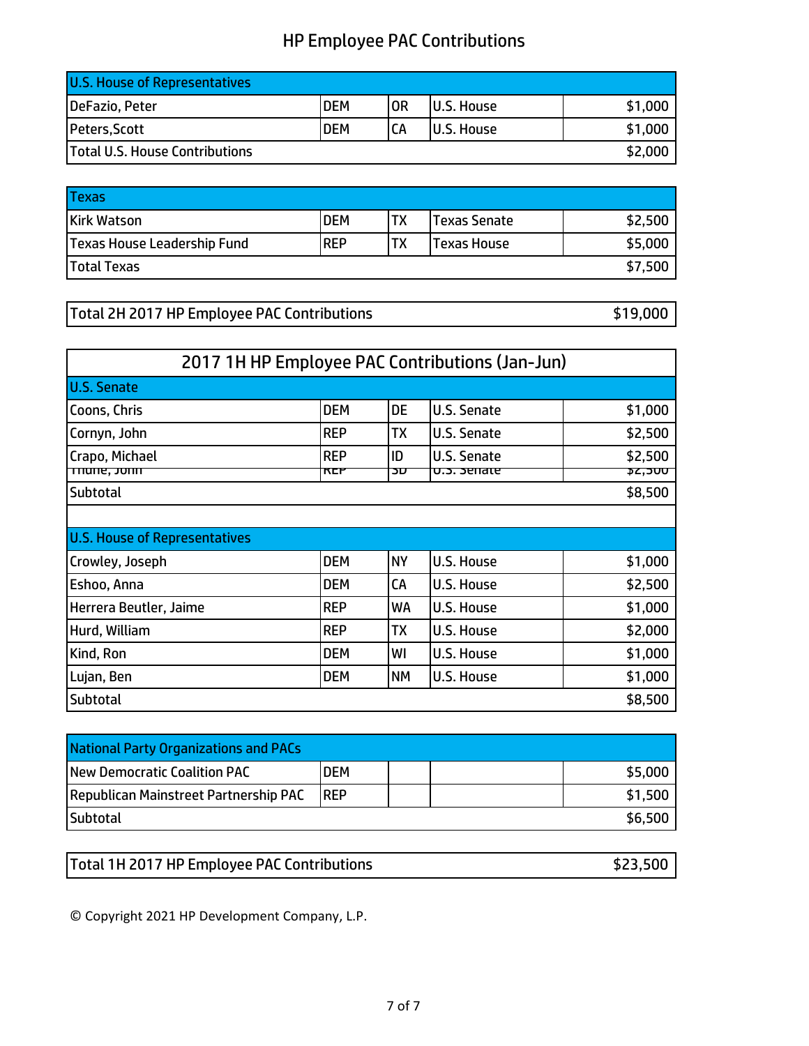# HP Employee PAC Contributions

| U.S. House of Representatives | | | | |
|---|---|---|---|---|
| DeFazio, Peter | DEM | OR | U.S. House | $1,000 |
| Peters,Scott | DEM | CA | U.S. House | $1,000 |
| Total U.S. House Contributions | | | | $2,000 |

| Texas | | | | |
|---|---|---|---|---|
| Kirk Watson | DEM | TX | Texas Senate | $2,500 |
| Texas House Leadership Fund | REP | TX | Texas House | $5,000 |
| Total Texas | | | | $7,500 |

| | |
|---|---|
| Total 2H 2017 HP Employee PAC Contributions | $19,000 |

## 2017 1H HP Employee PAC Contributions (Jan-Jun)

| U.S. Senate | | | | |
|---|---|---|---|---|
| Coons, Chris | DEM | DE | U.S. Senate | $1,000 |
| Cornyn, John | REP | TX | U.S. Senate | $2,500 |
| Crapo, Michael | REP | ID | U.S. Senate | $2,500 |
| Thune, John | REP | SD | U.S. Senate | $2,500 |
| Subtotal | | | | $8,500 |

| U.S. House of Representatives | | | | |
|---|---|---|---|---|
| Crowley, Joseph | DEM | NY | U.S. House | $1,000 |
| Eshoo, Anna | DEM | CA | U.S. House | $2,500 |
| Herrera Beutler, Jaime | REP | WA | U.S. House | $1,000 |
| Hurd, William | REP | TX | U.S. House | $2,000 |
| Kind, Ron | DEM | WI | U.S. House | $1,000 |
| Lujan, Ben | DEM | NM | U.S. House | $1,000 |
| Subtotal | | | | $8,500 |

| National Party Organizations and PACs | | | | |
|---|---|---|---|---|
| New Democratic Coalition PAC | DEM | | | $5,000 |
| Republican Mainstreet Partnership PAC | REP | | | $1,500 |
| Subtotal | | | | $6,500 |

| | |
|---|---|
| Total 1H 2017 HP Employee PAC Contributions | $23,500 |

© Copyright 2021 HP Development Company, L.P.